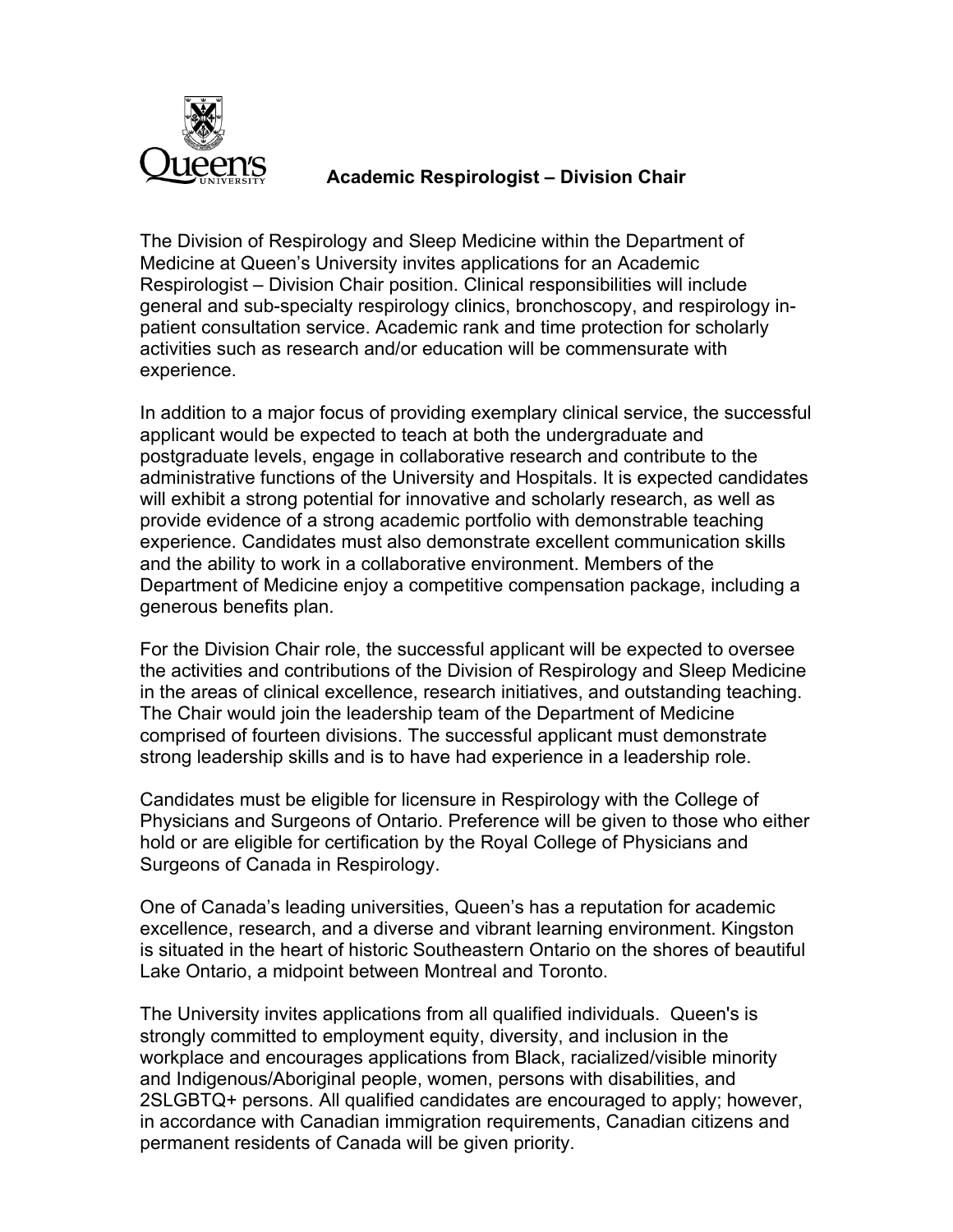# Academic Respirologist – Division Chair

The Division of Respirology and Sleep Medicine within the Department of Medicine at Queen's University invites applications for an Academic Respirologist – Division Chair position. Clinical responsibilities will include general and sub-specialty respirology clinics, bronchoscopy, and respirology in-patient consultation service. Academic rank and time protection for scholarly activities such as research and/or education will be commensurate with experience.

In addition to a major focus of providing exemplary clinical service, the successful applicant would be expected to teach at both the undergraduate and postgraduate levels, engage in collaborative research and contribute to the administrative functions of the University and Hospitals. It is expected candidates will exhibit a strong potential for innovative and scholarly research, as well as provide evidence of a strong academic portfolio with demonstrable teaching experience. Candidates must also demonstrate excellent communication skills and the ability to work in a collaborative environment. Members of the Department of Medicine enjoy a competitive compensation package, including a generous benefits plan.

For the Division Chair role, the successful applicant will be expected to oversee the activities and contributions of the Division of Respirology and Sleep Medicine in the areas of clinical excellence, research initiatives, and outstanding teaching. The Chair would join the leadership team of the Department of Medicine comprised of fourteen divisions. The successful applicant must demonstrate strong leadership skills and is to have had experience in a leadership role.

Candidates must be eligible for licensure in Respirology with the College of Physicians and Surgeons of Ontario. Preference will be given to those who either hold or are eligible for certification by the Royal College of Physicians and Surgeons of Canada in Respirology.

One of Canada's leading universities, Queen's has a reputation for academic excellence, research, and a diverse and vibrant learning environment. Kingston is situated in the heart of historic Southeastern Ontario on the shores of beautiful Lake Ontario, a midpoint between Montreal and Toronto.

The University invites applications from all qualified individuals. Queen's is strongly committed to employment equity, diversity, and inclusion in the workplace and encourages applications from Black, racialized/visible minority and Indigenous/Aboriginal people, women, persons with disabilities, and 2SLGBTQ+ persons. All qualified candidates are encouraged to apply; however, in accordance with Canadian immigration requirements, Canadian citizens and permanent residents of Canada will be given priority.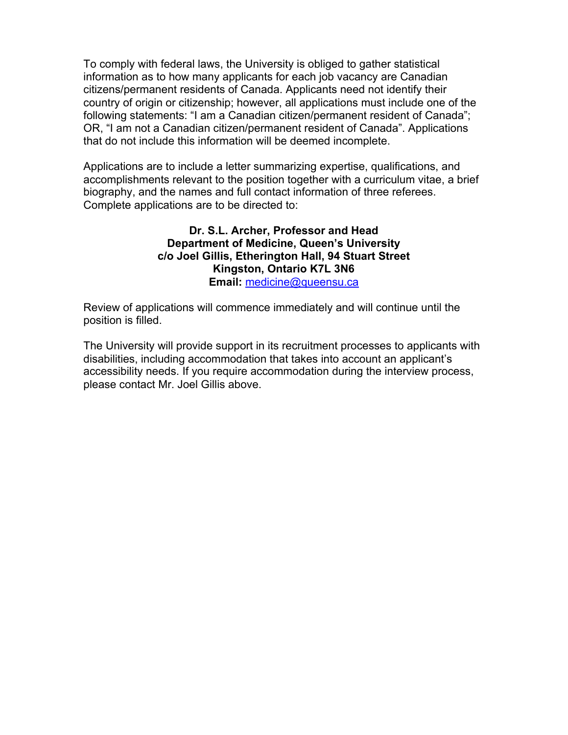To comply with federal laws, the University is obliged to gather statistical information as to how many applicants for each job vacancy are Canadian citizens/permanent residents of Canada. Applicants need not identify their country of origin or citizenship; however, all applications must include one of the following statements: “I am a Canadian citizen/permanent resident of Canada”; OR, “I am not a Canadian citizen/permanent resident of Canada”. Applications that do not include this information will be deemed incomplete.

Applications are to include a letter summarizing expertise, qualifications, and accomplishments relevant to the position together with a curriculum vitae, a brief biography, and the names and full contact information of three referees. Complete applications are to be directed to:

**Dr. S.L. Archer, Professor and Head**
**Department of Medicine, Queen’s University**
**c/o Joel Gillis, Etherington Hall, 94 Stuart Street**
**Kingston, Ontario K7L 3N6**
**Email:** medicine@queensu.ca

Review of applications will commence immediately and will continue until the position is filled.

The University will provide support in its recruitment processes to applicants with disabilities, including accommodation that takes into account an applicant’s accessibility needs. If you require accommodation during the interview process, please contact Mr. Joel Gillis above.